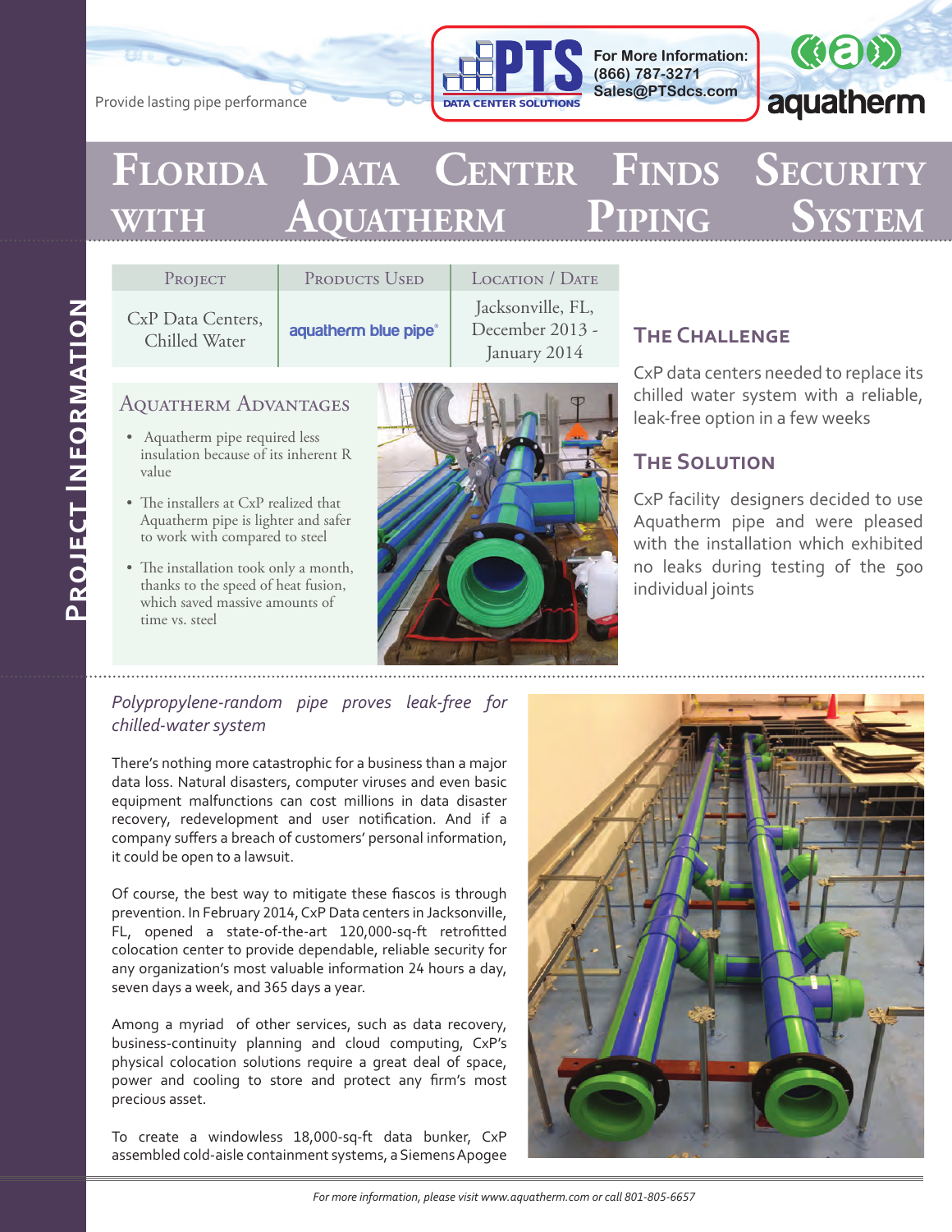Provide lasting pipe performance

For More Information:
(866) 787-3271
Sales@PTSdcs.com

# Florida Data Center Finds Security with Aquatherm Piping System

| Project | Products Used | Location / Date |
|---|---|---|
| CxP Data Centers, Chilled Water | aquatherm blue pipe® | Jacksonville, FL, December 2013 - January 2014 |

## Aquatherm Advantages

- Aquatherm pipe required less insulation because of its inherent R value
- The installers at CxP realized that Aquatherm pipe is lighter and safer to work with compared to steel
- The installation took only a month, thanks to the speed of heat fusion, which saved massive amounts of time vs. steel

## The Challenge

CxP data centers needed to replace its chilled water system with a reliable, leak-free option in a few weeks

## The Solution

CxP facility designers decided to use Aquatherm pipe and were pleased with the installation which exhibited no leaks during testing of the 500 individual joints

*Polypropylene-random pipe proves leak-free for chilled-water system*

There's nothing more catastrophic for a business than a major data loss. Natural disasters, computer viruses and even basic equipment malfunctions can cost millions in data disaster recovery, redevelopment and user notification. And if a company suffers a breach of customers' personal information, it could be open to a lawsuit.

Of course, the best way to mitigate these fiascos is through prevention. In February 2014, CxP Data centers in Jacksonville, FL, opened a state-of-the-art 120,000-sq-ft retrofitted colocation center to provide dependable, reliable security for any organization's most valuable information 24 hours a day, seven days a week, and 365 days a year.

Among a myriad of other services, such as data recovery, business-continuity planning and cloud computing, CxP's physical colocation solutions require a great deal of space, power and cooling to store and protect any firm's most precious asset.

To create a windowless 18,000-sq-ft data bunker, CxP assembled cold-aisle containment systems, a Siemens Apogee

*For more information, please visit www.aquatherm.com or call 801-805-6657*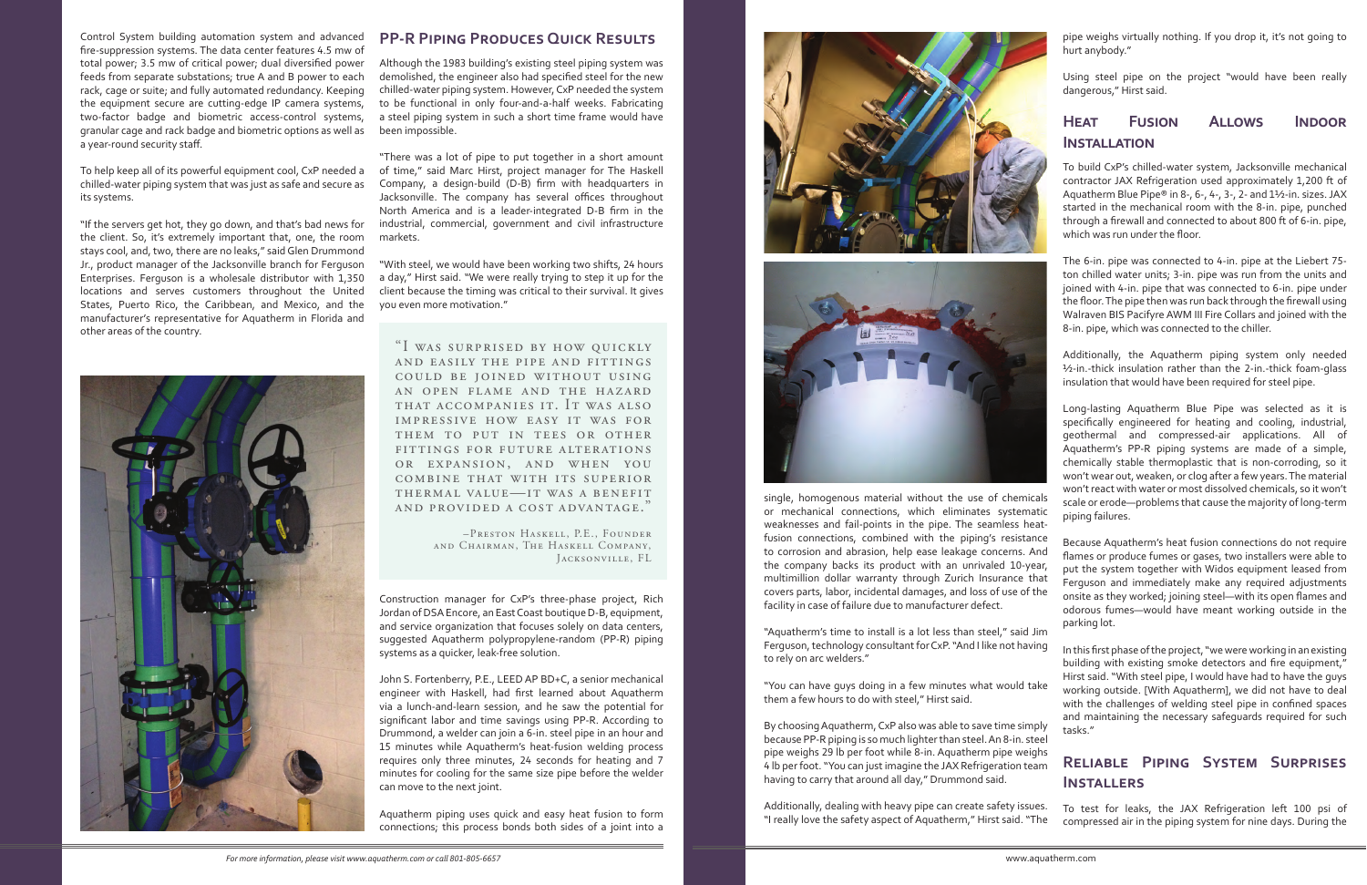Control System building automation system and advanced fire-suppression systems. The data center features 4.5 mw of total power; 3.5 mw of critical power; dual diversified power feeds from separate substations; true A and B power to each rack, cage or suite; and fully automated redundancy. Keeping the equipment secure are cutting-edge IP camera systems, two-factor badge and biometric access-control systems, granular cage and rack badge and biometric options as well as a year-round security staff.

To help keep all of its powerful equipment cool, CxP needed a chilled-water piping system that was just as safe and secure as its systems.

"If the servers get hot, they go down, and that's bad news for the client. So, it's extremely important that, one, the room stays cool, and, two, there are no leaks," said Glen Drummond Jr., product manager of the Jacksonville branch for Ferguson Enterprises. Ferguson is a wholesale distributor with 1,350 locations and serves customers throughout the United States, Puerto Rico, the Caribbean, and Mexico, and the manufacturer's representative for Aquatherm in Florida and other areas of the country.

## PP-R Piping Produces Quick Results

Although the 1983 building's existing steel piping system was demolished, the engineer also had specified steel for the new chilled-water piping system. However, CxP needed the system to be functional in only four-and-a-half weeks. Fabricating a steel piping system in such a short time frame would have been impossible.

"There was a lot of pipe to put together in a short amount of time," said Marc Hirst, project manager for The Haskell Company, a design-build (D-B) firm with headquarters in Jacksonville. The company has several offices throughout North America and is a leader-integrated D-B firm in the industrial, commercial, government and civil infrastructure markets.

"With steel, we would have been working two shifts, 24 hours a day," Hirst said. "We were really trying to step it up for the client because the timing was critical to their survival. It gives you even more motivation."

> "I was surprised by how quickly and easily the pipe and fittings could be joined without using an open flame and the hazard that accompanies it. It was also impressive how easy it was for them to put in tees or other fittings for future alterations or expansion, and when you combine that with its superior thermal value—it was a benefit and provided a cost advantage."
>
> –Preston Haskell, P.E., Founder and Chairman, The Haskell Company, Jacksonville, FL

Construction manager for CxP's three-phase project, Rich Jordan of DSA Encore, an East Coast boutique D-B, equipment, and service organization that focuses solely on data centers, suggested Aquatherm polypropylene-random (PP-R) piping systems as a quicker, leak-free solution.

John S. Fortenberry, P.E., LEED AP BD+C, a senior mechanical engineer with Haskell, had first learned about Aquatherm via a lunch-and-learn session, and he saw the potential for significant labor and time savings using PP-R. According to Drummond, a welder can join a 6-in. steel pipe in an hour and 15 minutes while Aquatherm's heat-fusion welding process requires only three minutes, 24 seconds for heating and 7 minutes for cooling for the same size pipe before the welder can move to the next joint.

Aquatherm piping uses quick and easy heat fusion to form connections; this process bonds both sides of a joint into a single, homogenous material without the use of chemicals or mechanical connections, which eliminates systematic weaknesses and fail-points in the pipe. The seamless heat-fusion connections, combined with the piping's resistance to corrosion and abrasion, help ease leakage concerns. And the company backs its product with an unrivaled 10-year, multimillion dollar warranty through Zurich Insurance that covers parts, labor, incidental damages, and loss of use of the facility in case of failure due to manufacturer defect.

"Aquatherm's time to install is a lot less than steel," said Jim Ferguson, technology consultant for CxP. "And I like not having to rely on arc welders."

"You can have guys doing in a few minutes what would take them a few hours to do with steel," Hirst said.

By choosing Aquatherm, CxP also was able to save time simply because PP-R piping is so much lighter than steel. An 8-in. steel pipe weighs 29 lb per foot while 8-in. Aquatherm pipe weighs 4 lb per foot. "You can just imagine the JAX Refrigeration team having to carry that around all day," Drummond said.

Additionally, dealing with heavy pipe can create safety issues. "I really love the safety aspect of Aquatherm," Hirst said. "The pipe weighs virtually nothing. If you drop it, it's not going to hurt anybody."

Using steel pipe on the project "would have been really dangerous," Hirst said.

## Heat Fusion Allows Indoor Installation

To build CxP's chilled-water system, Jacksonville mechanical contractor JAX Refrigeration used approximately 1,200 ft of Aquatherm Blue Pipe® in 8-, 6-, 4-, 3-, 2- and 1½-in. sizes. JAX started in the mechanical room with the 8-in. pipe, punched through a firewall and connected to about 800 ft of 6-in. pipe, which was run under the floor.

The 6-in. pipe was connected to 4-in. pipe at the Liebert 75-ton chilled water units; 3-in. pipe was run from the units and joined with 4-in. pipe that was connected to 6-in. pipe under the floor. The pipe then was run back through the firewall using Walraven BIS Pacifyre AWM III Fire Collars and joined with the 8-in. pipe, which was connected to the chiller.

Additionally, the Aquatherm piping system only needed ½-in.-thick insulation rather than the 2-in.-thick foam-glass insulation that would have been required for steel pipe.

Long-lasting Aquatherm Blue Pipe was selected as it is specifically engineered for heating and cooling, industrial, geothermal and compressed-air applications. All of Aquatherm's PP-R piping systems are made of a simple, chemically stable thermoplastic that is non-corroding, so it won't wear out, weaken, or clog after a few years. The material won't react with water or most dissolved chemicals, so it won't scale or erode—problems that cause the majority of long-term piping failures.

Because Aquatherm's heat fusion connections do not require flames or produce fumes or gases, two installers were able to put the system together with Widos equipment leased from Ferguson and immediately make any required adjustments onsite as they worked; joining steel—with its open flames and odorous fumes—would have meant working outside in the parking lot.

In this first phase of the project, "we were working in an existing building with existing smoke detectors and fire equipment," Hirst said. "With steel pipe, I would have had to have the guys working outside. [With Aquatherm], we did not have to deal with the challenges of welding steel pipe in confined spaces and maintaining the necessary safeguards required for such tasks."

## Reliable Piping System Surprises Installers

To test for leaks, the JAX Refrigeration left 100 psi of compressed air in the piping system for nine days. During the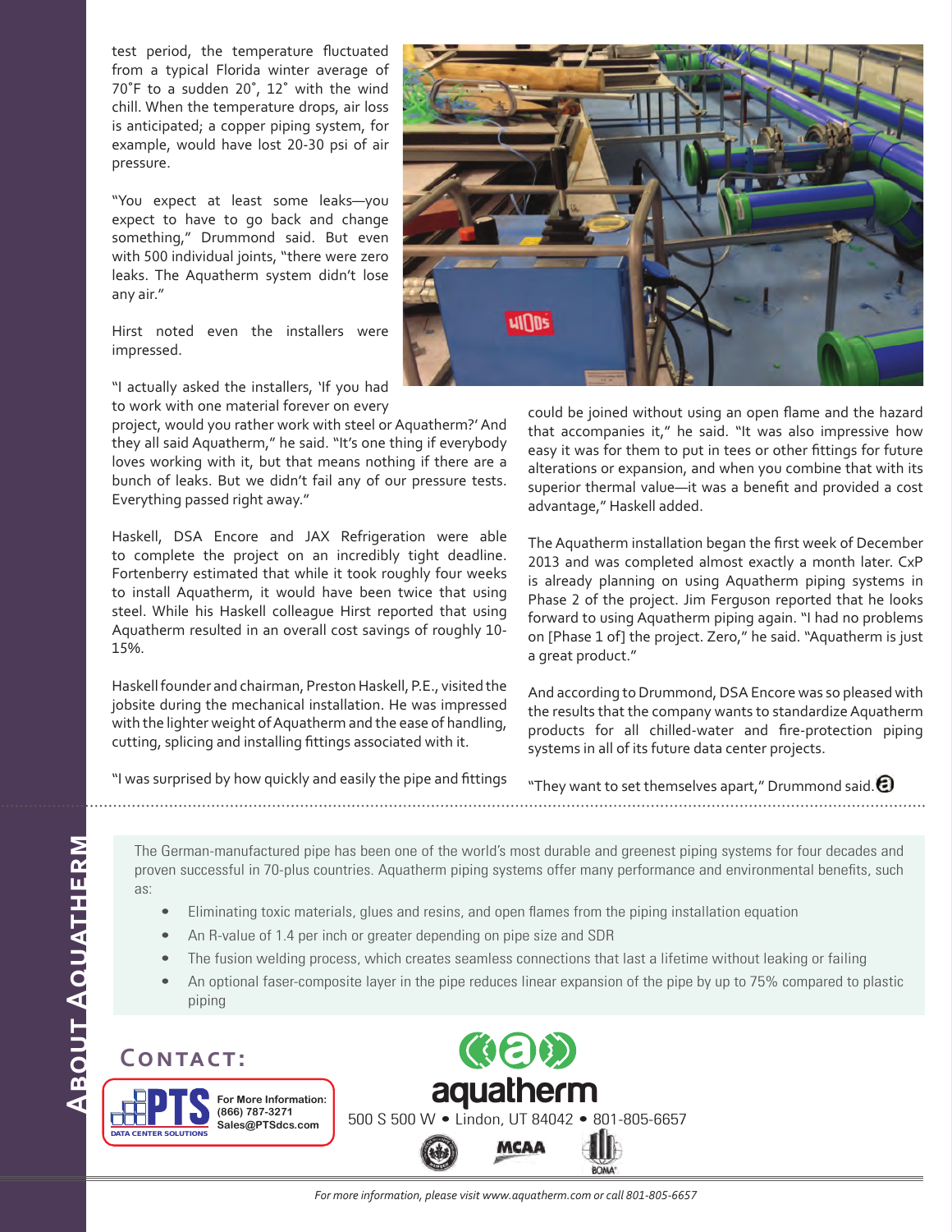test period, the temperature fluctuated from a typical Florida winter average of 70˚F to a sudden 20˚, 12˚ with the wind chill. When the temperature drops, air loss is anticipated; a copper piping system, for example, would have lost 20-30 psi of air pressure.

"You expect at least some leaks—you expect to have to go back and change something," Drummond said. But even with 500 individual joints, "there were zero leaks. The Aquatherm system didn't lose any air."

Hirst noted even the installers were impressed.

"I actually asked the installers, 'If you had to work with one material forever on every project, would you rather work with steel or Aquatherm?' And they all said Aquatherm," he said. "It's one thing if everybody loves working with it, but that means nothing if there are a bunch of leaks. But we didn't fail any of our pressure tests. Everything passed right away."

Haskell, DSA Encore and JAX Refrigeration were able to complete the project on an incredibly tight deadline. Fortenberry estimated that while it took roughly four weeks to install Aquatherm, it would have been twice that using steel. While his Haskell colleague Hirst reported that using Aquatherm resulted in an overall cost savings of roughly 10-15%.

Haskell founder and chairman, Preston Haskell, P.E., visited the jobsite during the mechanical installation. He was impressed with the lighter weight of Aquatherm and the ease of handling, cutting, splicing and installing fittings associated with it.

"I was surprised by how quickly and easily the pipe and fittings could be joined without using an open flame and the hazard that accompanies it," he said. "It was also impressive how easy it was for them to put in tees or other fittings for future alterations or expansion, and when you combine that with its superior thermal value—it was a benefit and provided a cost advantage," Haskell added.

The Aquatherm installation began the first week of December 2013 and was completed almost exactly a month later. CxP is already planning on using Aquatherm piping systems in Phase 2 of the project. Jim Ferguson reported that he looks forward to using Aquatherm piping again. "I had no problems on [Phase 1 of] the project. Zero," he said. "Aquatherm is just a great product."

And according to Drummond, DSA Encore was so pleased with the results that the company wants to standardize Aquatherm products for all chilled-water and fire-protection piping systems in all of its future data center projects.

"They want to set themselves apart," Drummond said.

## About Aquatherm

The German-manufactured pipe has been one of the world's most durable and greenest piping systems for four decades and proven successful in 70-plus countries. Aquatherm piping systems offer many performance and environmental benefits, such as:

- Eliminating toxic materials, glues and resins, and open flames from the piping installation equation
- An R-value of 1.4 per inch or greater depending on pipe size and SDR
- The fusion welding process, which creates seamless connections that last a lifetime without leaking or failing
- An optional faser-composite layer in the pipe reduces linear expansion of the pipe by up to 75% compared to plastic piping

## Contact:

PTS DATA CENTER SOLUTIONS
For More Information:
(866) 787-3271
Sales@PTSdcs.com

aquatherm
500 S 500 W • Lindon, UT 84042 • 801-805-6657

MCAA

BOMA

*For more information, please visit www.aquatherm.com or call 801-805-6657*